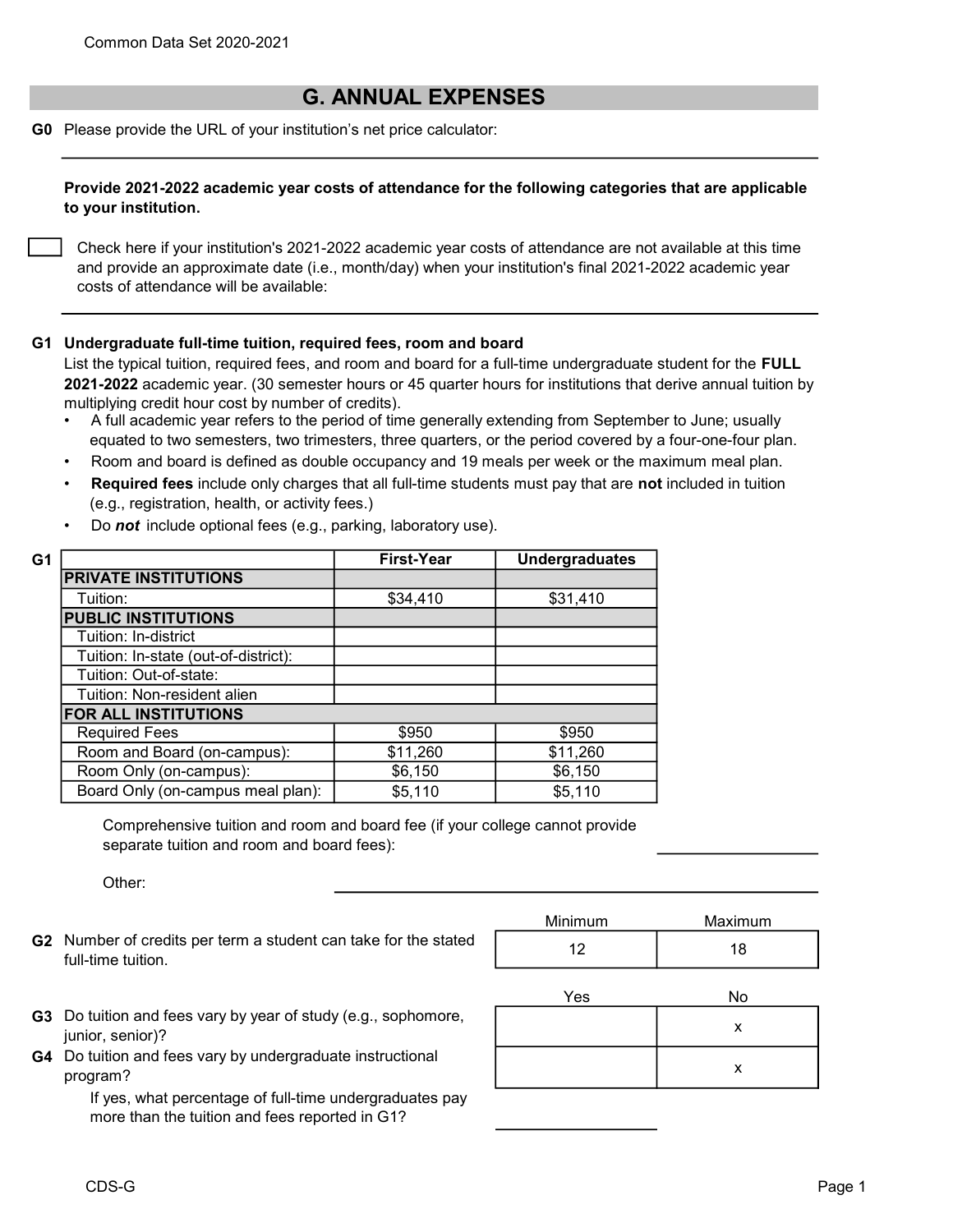## G. ANNUAL EXPENSES

**G0** Please provide the URL of your institution's net price calculator:

**Provide 2021-2022 academic year costs of attendance for the following categories that are applicable to your institution.**

☐ Check here if your institution's 2021-2022 academic year costs of attendance are not available at this time and provide an approximate date (i.e., month/day) when your institution's final 2021-2022 academic year costs of attendance will be available:

**G1 Undergraduate full-time tuition, required fees, room and board**

List the typical tuition, required fees, and room and board for a full-time undergraduate student for the **FULL 2021-2022** academic year. (30 semester hours or 45 quarter hours for institutions that derive annual tuition by multiplying credit hour cost by number of credits).

- A full academic year refers to the period of time generally extending from September to June; usually equated to two semesters, two trimesters, three quarters, or the period covered by a four-one-four plan.
- Room and board is defined as double occupancy and 19 meals per week or the maximum meal plan.
- **Required fees** include only charges that all full-time students must pay that are **not** included in tuition (e.g., registration, health, or activity fees.)
- Do ***not*** include optional fees (e.g., parking, laboratory use).

| G1 | First-Year | Undergraduates |
|---|---|---|
| **PRIVATE INSTITUTIONS** | | |
| Tuition: | $34,410 | $31,410 |
| **PUBLIC INSTITUTIONS** | | |
| Tuition: In-district | | |
| Tuition: In-state (out-of-district): | | |
| Tuition: Out-of-state: | | |
| Tuition: Non-resident alien | | |
| **FOR ALL INSTITUTIONS** | | |
| Required Fees | $950 | $950 |
| Room and Board (on-campus): | $11,260 | $11,260 |
| Room Only (on-campus): | $6,150 | $6,150 |
| Board Only (on-campus meal plan): | $5,110 | $5,110 |

Comprehensive tuition and room and board fee (if your college cannot provide separate tuition and room and board fees):

Other:

| | Minimum | Maximum |
|---|---|---|
| **G2** Number of credits per term a student can take for the stated full-time tuition. | 12 | 18 |

| | Yes | No |
|---|---|---|
| **G3** Do tuition and fees vary by year of study (e.g., sophomore, junior, senior)? | | x |
| **G4** Do tuition and fees vary by undergraduate instructional program? | | x |

If yes, what percentage of full-time undergraduates pay more than the tuition and fees reported in G1?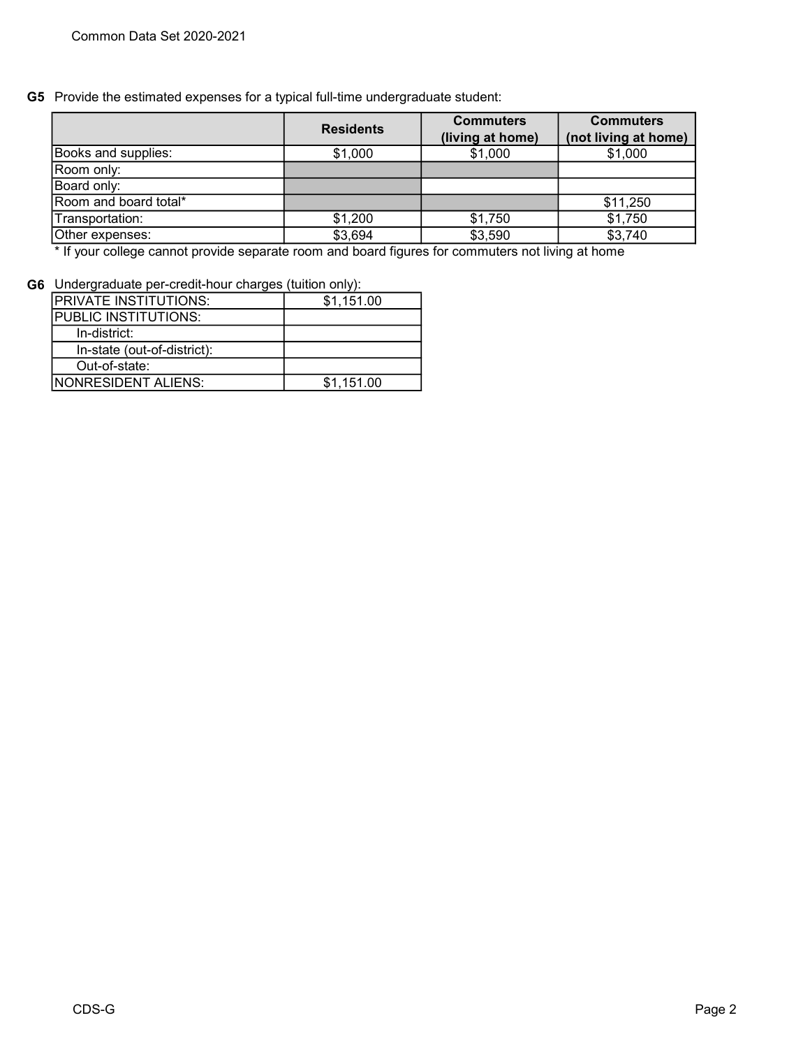**G5** Provide the estimated expenses for a typical full-time undergraduate student:

| | Residents | Commuters (living at home) | Commuters (not living at home) |
|---|---|---|---|
| Books and supplies: | $1,000 | $1,000 | $1,000 |
| Room only: | | | |
| Board only: | | | |
| Room and board total* | | | $11,250 |
| Transportation: | $1,200 | $1,750 | $1,750 |
| Other expenses: | $3,694 | $3,590 | $3,740 |

\* If your college cannot provide separate room and board figures for commuters not living at home

**G6** Undergraduate per-credit-hour charges (tuition only):

| | |
|---|---|
| PRIVATE INSTITUTIONS: | $1,151.00 |
| PUBLIC INSTITUTIONS: | |
| In-district: | |
| In-state (out-of-district): | |
| Out-of-state: | |
| NONRESIDENT ALIENS: | $1,151.00 |